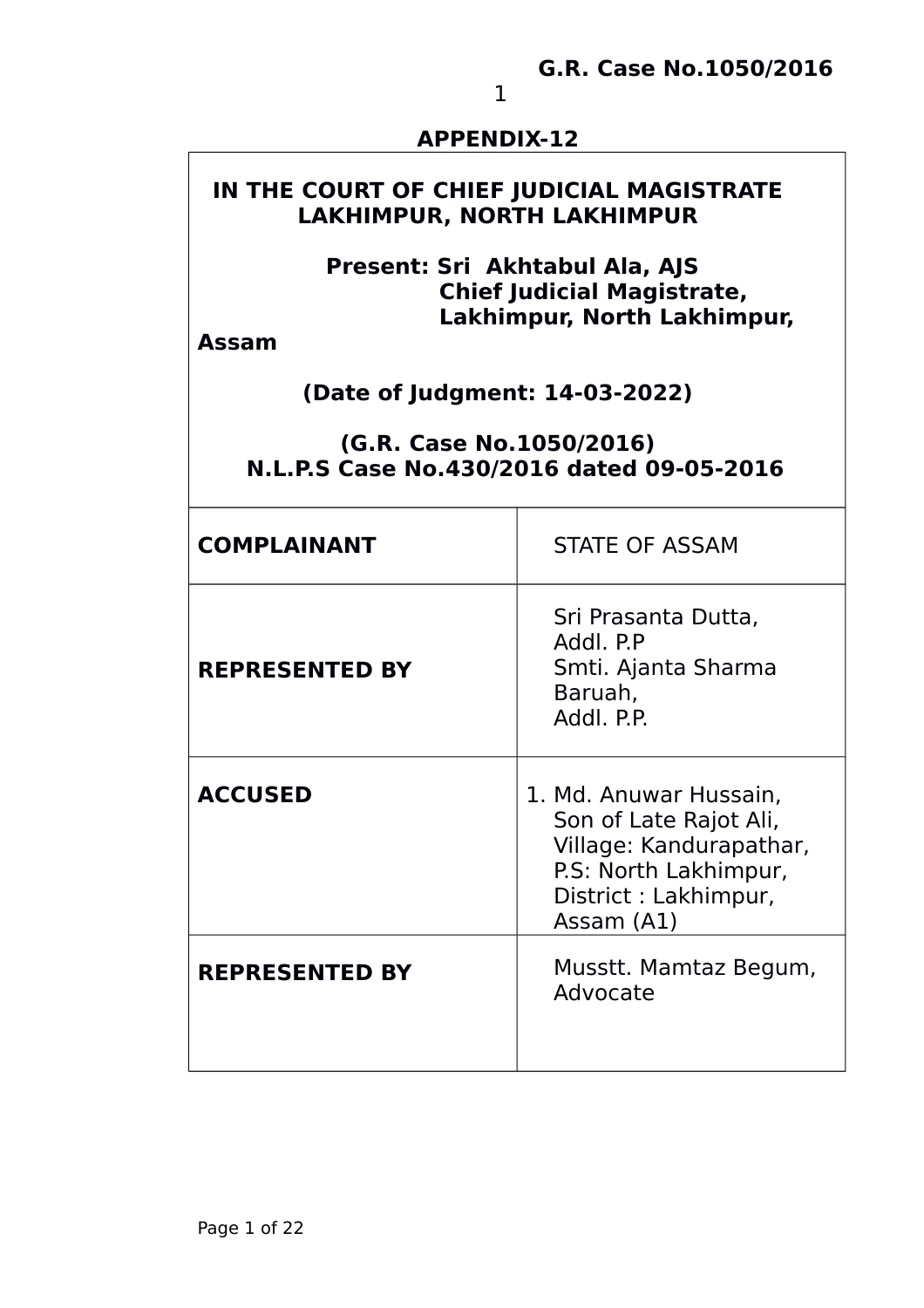**APPENDIX-12**

**IN THE COURT OF CHIEF JUDICIAL MAGISTRATE LAKHIMPUR, NORTH LAKHIMPUR**

**Present: Sri Akhtabul Ala, AJS**
**Chief Judicial Magistrate,**
**Lakhimpur, North Lakhimpur, Assam**

**(Date of Judgment: 14-03-2022)**

**(G.R. Case No.1050/2016)**
**N.L.P.S Case No.430/2016 dated 09-05-2016**

| | |
|---|---|
| **COMPLAINANT** | STATE OF ASSAM |
| **REPRESENTED BY** | Sri Prasanta Dutta, Addl. P.P<br>Smti. Ajanta Sharma Baruah, Addl. P.P. |
| **ACCUSED** | 1. Md. Anuwar Hussain, Son of Late Rajot Ali, Village: Kandurapathar, P.S: North Lakhimpur, District : Lakhimpur, Assam (A1) |
| **REPRESENTED BY** | Musstt. Mamtaz Begum, Advocate |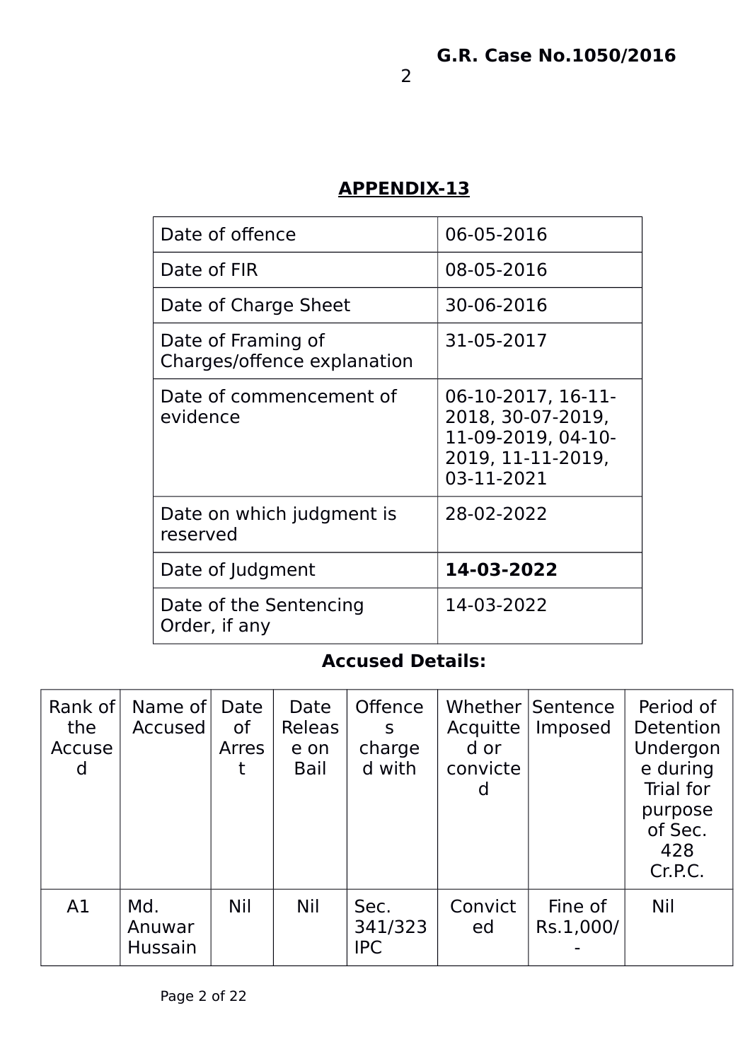## APPENDIX-13

| Date of offence | 06-05-2016 |
|---|---|
| Date of FIR | 08-05-2016 |
| Date of Charge Sheet | 30-06-2016 |
| Date of Framing of Charges/offence explanation | 31-05-2017 |
| Date of commencement of evidence | 06-10-2017, 16-11-2018, 30-07-2019, 11-09-2019, 04-10-2019, 11-11-2019, 03-11-2021 |
| Date on which judgment is reserved | 28-02-2022 |
| Date of Judgment | **14-03-2022** |
| Date of the Sentencing Order, if any | 14-03-2022 |

**Accused Details:**

| Rank of the Accused | Name of Accused | Date of Arrest | Date Release on Bail | Offences charged with | Whether Acquitted or convicted | Sentence Imposed | Period of Detention Undergone during Trial for purpose of Sec. 428 Cr.P.C. |
|---|---|---|---|---|---|---|---|
| A1 | Md. Anuwar Hussain | Nil | Nil | Sec. 341/323 IPC | Convicted | Fine of Rs.1,000/- | Nil |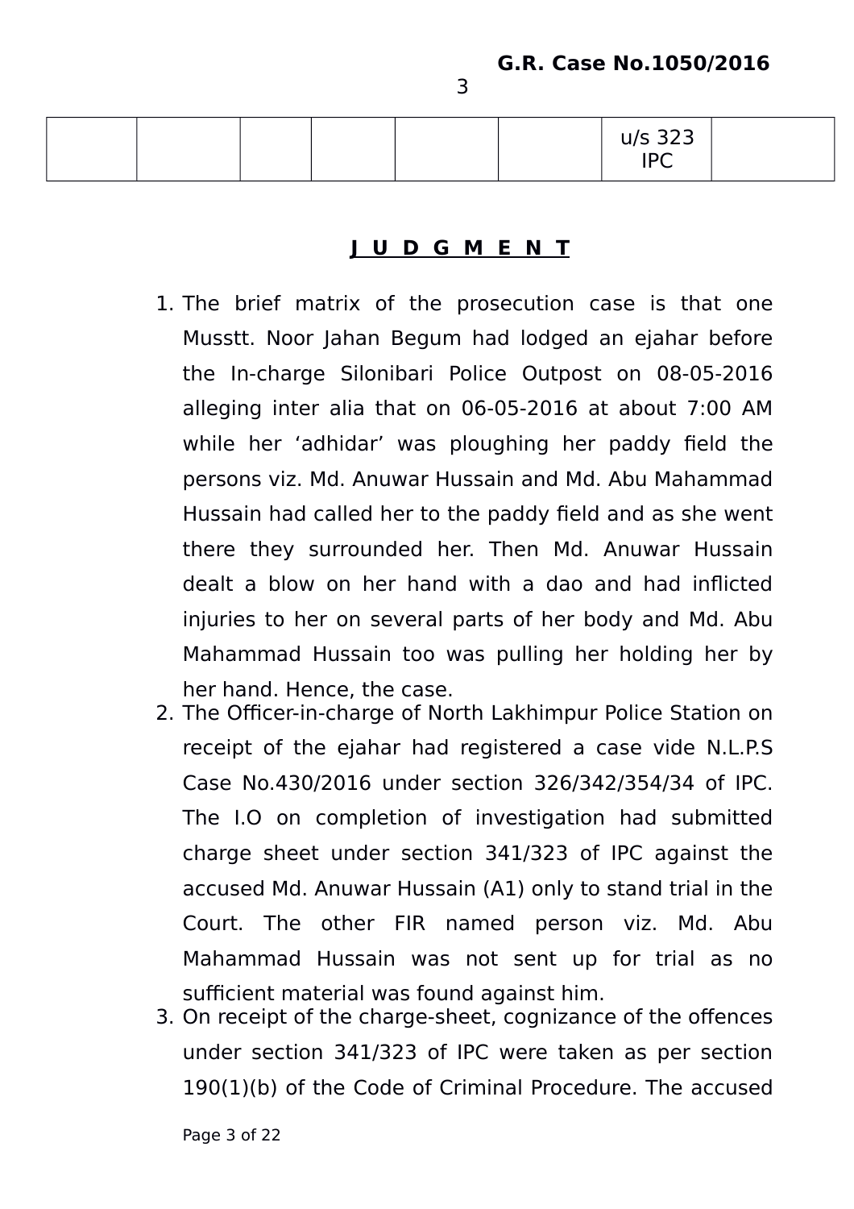| | | | | | | | |
|---|---|---|---|---|---|---|---|
| | | | | | | u/s 323 IPC | |

## J U D G M E N T

1. The brief matrix of the prosecution case is that one Musstt. Noor Jahan Begum had lodged an ejahar before the In-charge Silonibari Police Outpost on 08-05-2016 alleging inter alia that on 06-05-2016 at about 7:00 AM while her 'adhidar' was ploughing her paddy field the persons viz. Md. Anuwar Hussain and Md. Abu Mahammad Hussain had called her to the paddy field and as she went there they surrounded her. Then Md. Anuwar Hussain dealt a blow on her hand with a dao and had inflicted injuries to her on several parts of her body and Md. Abu Mahammad Hussain too was pulling her holding her by her hand. Hence, the case.
2. The Officer-in-charge of North Lakhimpur Police Station on receipt of the ejahar had registered a case vide N.L.P.S Case No.430/2016 under section 326/342/354/34 of IPC. The I.O on completion of investigation had submitted charge sheet under section 341/323 of IPC against the accused Md. Anuwar Hussain (A1) only to stand trial in the Court. The other FIR named person viz. Md. Abu Mahammad Hussain was not sent up for trial as no sufficient material was found against him.
3. On receipt of the charge-sheet, cognizance of the offences under section 341/323 of IPC were taken as per section 190(1)(b) of the Code of Criminal Procedure. The accused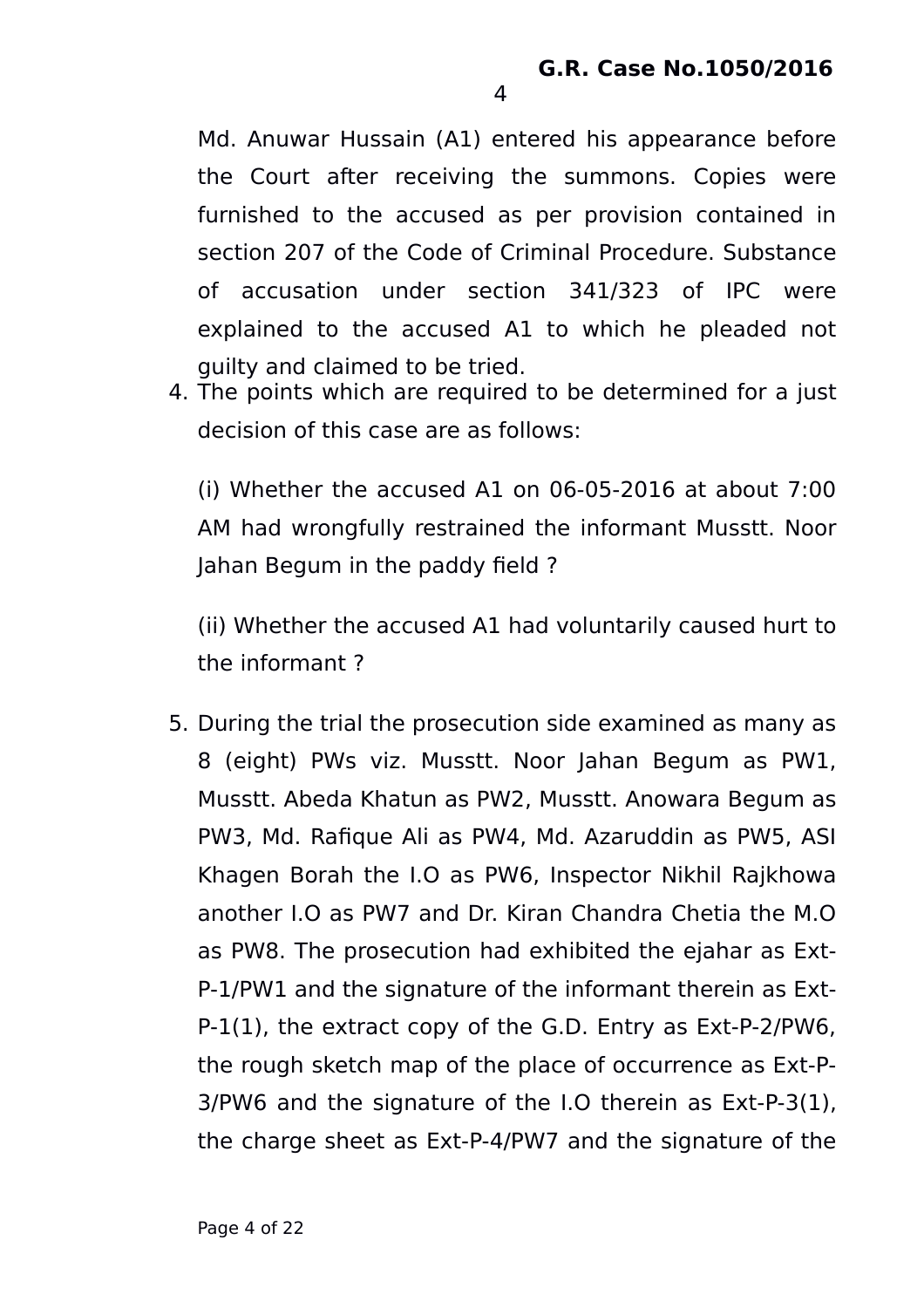Md. Anuwar Hussain (A1) entered his appearance before the Court after receiving the summons. Copies were furnished to the accused as per provision contained in section 207 of the Code of Criminal Procedure. Substance of accusation under section 341/323 of IPC were explained to the accused A1 to which he pleaded not guilty and claimed to be tried.

4. The points which are required to be determined for a just decision of this case are as follows:

   (i) Whether the accused A1 on 06-05-2016 at about 7:00 AM had wrongfully restrained the informant Musstt. Noor Jahan Begum in the paddy field ?

   (ii) Whether the accused A1 had voluntarily caused hurt to the informant ?

5. During the trial the prosecution side examined as many as 8 (eight) PWs viz. Musstt. Noor Jahan Begum as PW1, Musstt. Abeda Khatun as PW2, Musstt. Anowara Begum as PW3, Md. Rafique Ali as PW4, Md. Azaruddin as PW5, ASI Khagen Borah the I.O as PW6, Inspector Nikhil Rajkhowa another I.O as PW7 and Dr. Kiran Chandra Chetia the M.O as PW8. The prosecution had exhibited the ejahar as Ext-P-1/PW1 and the signature of the informant therein as Ext-P-1(1), the extract copy of the G.D. Entry as Ext-P-2/PW6, the rough sketch map of the place of occurrence as Ext-P-3/PW6 and the signature of the I.O therein as Ext-P-3(1), the charge sheet as Ext-P-4/PW7 and the signature of the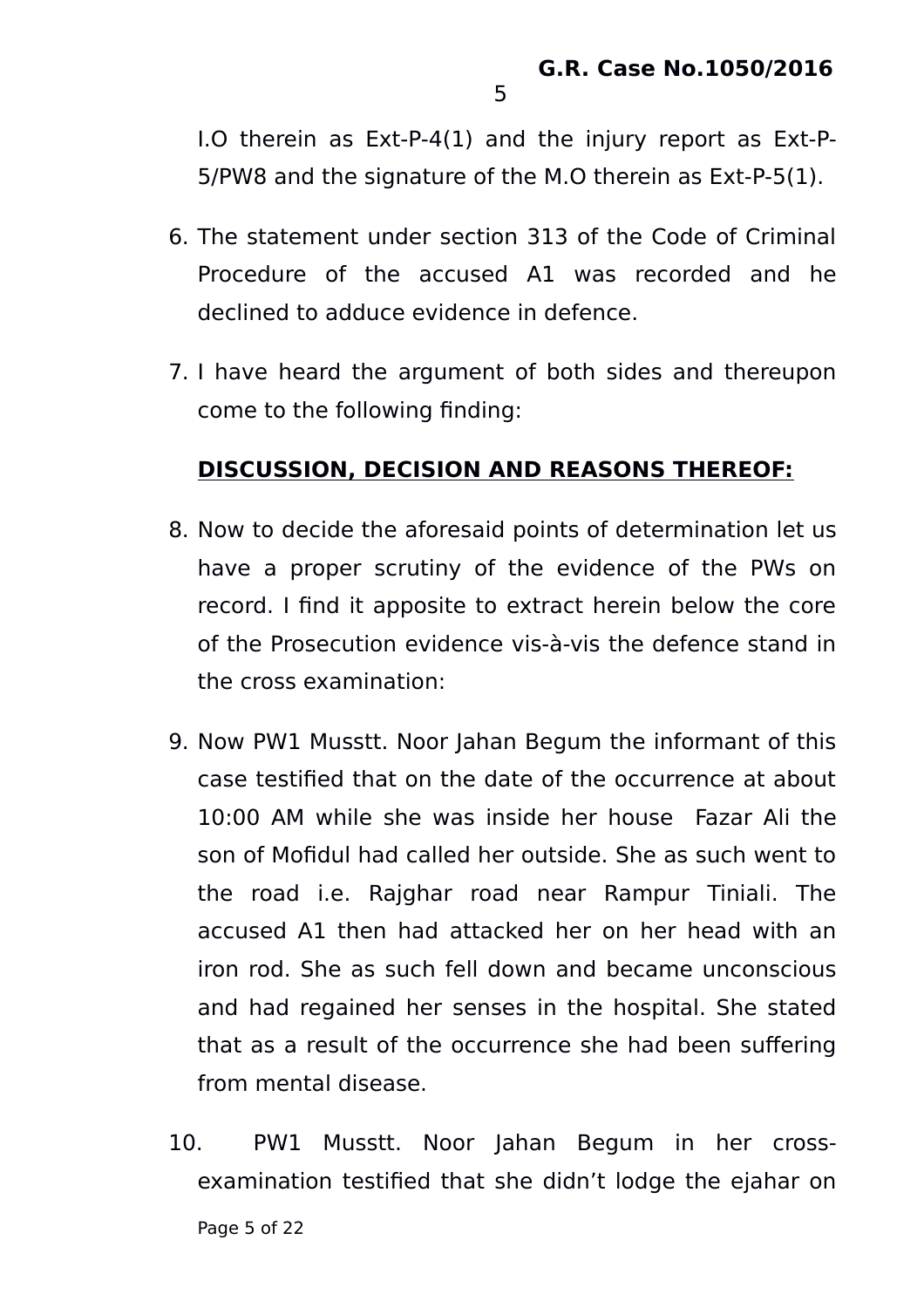I.O therein as Ext-P-4(1) and the injury report as Ext-P-5/PW8 and the signature of the M.O therein as Ext-P-5(1).

6. The statement under section 313 of the Code of Criminal Procedure of the accused A1 was recorded and he declined to adduce evidence in defence.

7. I have heard the argument of both sides and thereupon come to the following finding:

**DISCUSSION, DECISION AND REASONS THEREOF:**

8. Now to decide the aforesaid points of determination let us have a proper scrutiny of the evidence of the PWs on record. I find it apposite to extract herein below the core of the Prosecution evidence vis-à-vis the defence stand in the cross examination:

9. Now PW1 Musstt. Noor Jahan Begum the informant of this case testified that on the date of the occurrence at about 10:00 AM while she was inside her house Fazar Ali the son of Mofidul had called her outside. She as such went to the road i.e. Rajghar road near Rampur Tiniali. The accused A1 then had attacked her on her head with an iron rod. She as such fell down and became unconscious and had regained her senses in the hospital. She stated that as a result of the occurrence she had been suffering from mental disease.

10. PW1 Musstt. Noor Jahan Begum in her cross-examination testified that she didn't lodge the ejahar on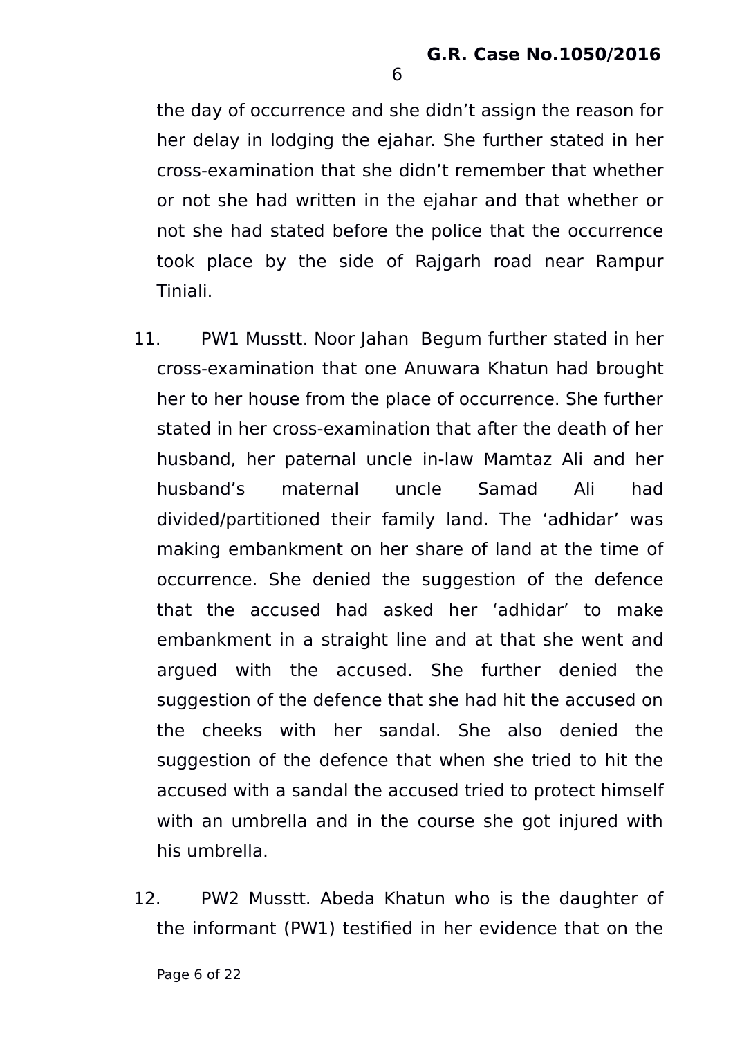the day of occurrence and she didn't assign the reason for her delay in lodging the ejahar. She further stated in her cross-examination that she didn't remember that whether or not she had written in the ejahar and that whether or not she had stated before the police that the occurrence took place by the side of Rajgarh road near Rampur Tiniali.

11. PW1 Musstt. Noor Jahan Begum further stated in her cross-examination that one Anuwara Khatun had brought her to her house from the place of occurrence. She further stated in her cross-examination that after the death of her husband, her paternal uncle in-law Mamtaz Ali and her husband's maternal uncle Samad Ali had divided/partitioned their family land. The 'adhidar' was making embankment on her share of land at the time of occurrence. She denied the suggestion of the defence that the accused had asked her 'adhidar' to make embankment in a straight line and at that she went and argued with the accused. She further denied the suggestion of the defence that she had hit the accused on the cheeks with her sandal. She also denied the suggestion of the defence that when she tried to hit the accused with a sandal the accused tried to protect himself with an umbrella and in the course she got injured with his umbrella.

12. PW2 Musstt. Abeda Khatun who is the daughter of the informant (PW1) testified in her evidence that on the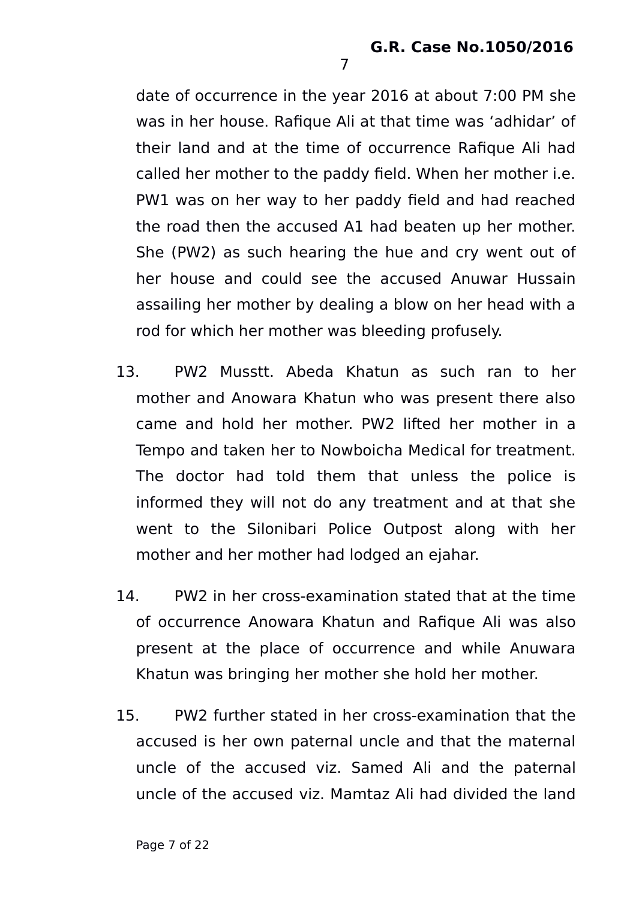date of occurrence in the year 2016 at about 7:00 PM she was in her house. Rafique Ali at that time was 'adhidar' of their land and at the time of occurrence Rafique Ali had called her mother to the paddy field. When her mother i.e. PW1 was on her way to her paddy field and had reached the road then the accused A1 had beaten up her mother. She (PW2) as such hearing the hue and cry went out of her house and could see the accused Anuwar Hussain assailing her mother by dealing a blow on her head with a rod for which her mother was bleeding profusely.

13. PW2 Musstt. Abeda Khatun as such ran to her mother and Anowara Khatun who was present there also came and hold her mother. PW2 lifted her mother in a Tempo and taken her to Nowboicha Medical for treatment. The doctor had told them that unless the police is informed they will not do any treatment and at that she went to the Silonibari Police Outpost along with her mother and her mother had lodged an ejahar.

14. PW2 in her cross-examination stated that at the time of occurrence Anowara Khatun and Rafique Ali was also present at the place of occurrence and while Anuwara Khatun was bringing her mother she hold her mother.

15. PW2 further stated in her cross-examination that the accused is her own paternal uncle and that the maternal uncle of the accused viz. Samed Ali and the paternal uncle of the accused viz. Mamtaz Ali had divided the land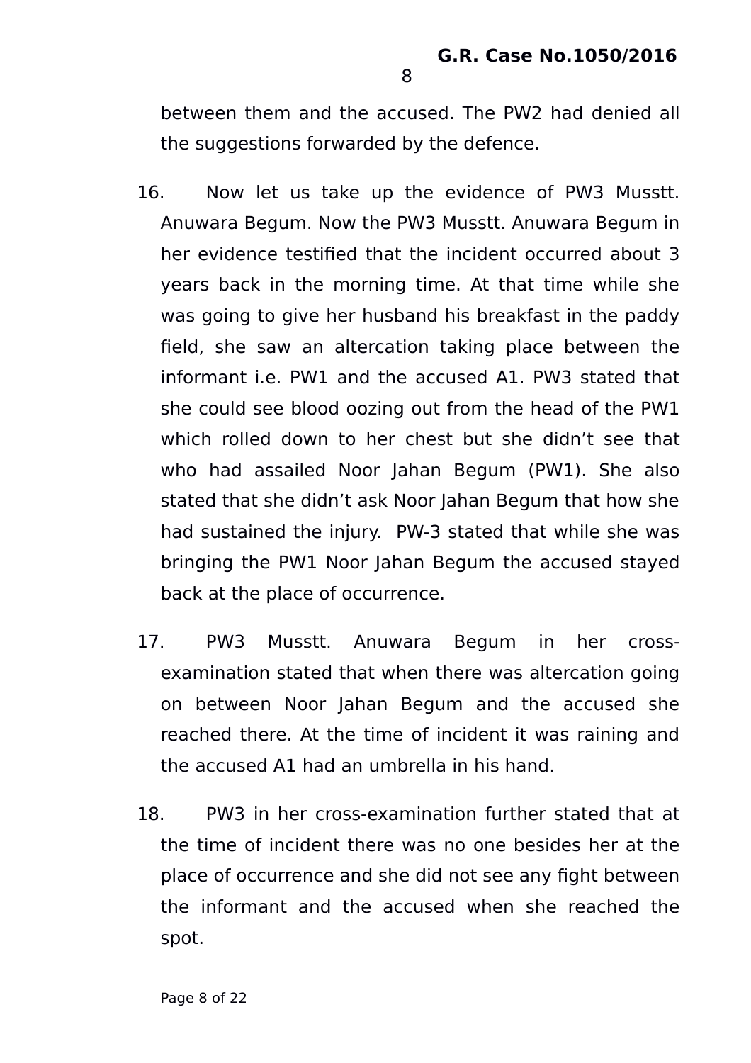between them and the accused. The PW2 had denied all the suggestions forwarded by the defence.

16. Now let us take up the evidence of PW3 Musstt. Anuwara Begum. Now the PW3 Musstt. Anuwara Begum in her evidence testified that the incident occurred about 3 years back in the morning time. At that time while she was going to give her husband his breakfast in the paddy field, she saw an altercation taking place between the informant i.e. PW1 and the accused A1. PW3 stated that she could see blood oozing out from the head of the PW1 which rolled down to her chest but she didn't see that who had assailed Noor Jahan Begum (PW1). She also stated that she didn't ask Noor Jahan Begum that how she had sustained the injury. PW-3 stated that while she was bringing the PW1 Noor Jahan Begum the accused stayed back at the place of occurrence.

17. PW3 Musstt. Anuwara Begum in her cross-examination stated that when there was altercation going on between Noor Jahan Begum and the accused she reached there. At the time of incident it was raining and the accused A1 had an umbrella in his hand.

18. PW3 in her cross-examination further stated that at the time of incident there was no one besides her at the place of occurrence and she did not see any fight between the informant and the accused when she reached the spot.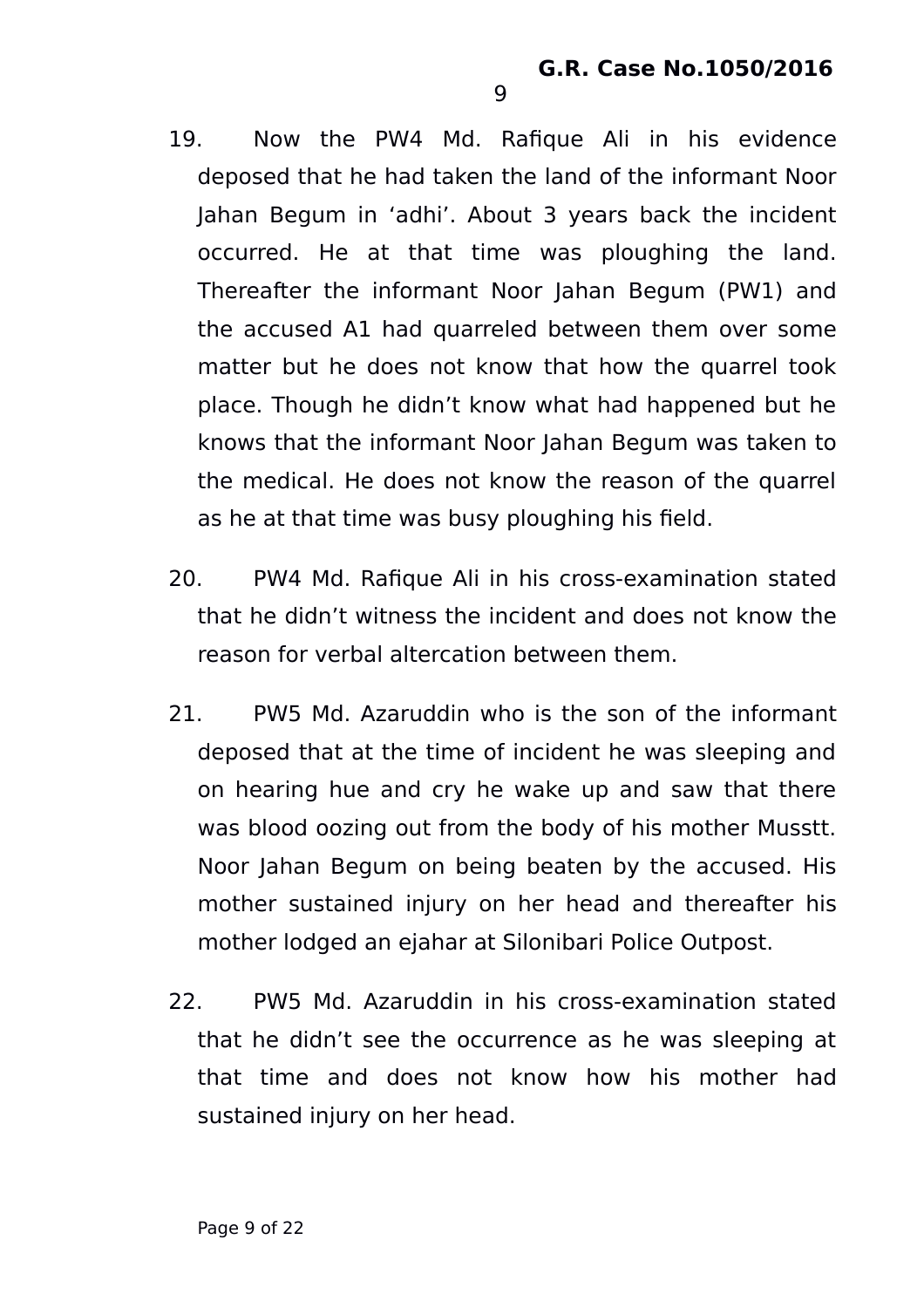19. Now the PW4 Md. Rafique Ali in his evidence deposed that he had taken the land of the informant Noor Jahan Begum in 'adhi'. About 3 years back the incident occurred. He at that time was ploughing the land. Thereafter the informant Noor Jahan Begum (PW1) and the accused A1 had quarreled between them over some matter but he does not know that how the quarrel took place. Though he didn't know what had happened but he knows that the informant Noor Jahan Begum was taken to the medical. He does not know the reason of the quarrel as he at that time was busy ploughing his field.

20. PW4 Md. Rafique Ali in his cross-examination stated that he didn't witness the incident and does not know the reason for verbal altercation between them.

21. PW5 Md. Azaruddin who is the son of the informant deposed that at the time of incident he was sleeping and on hearing hue and cry he wake up and saw that there was blood oozing out from the body of his mother Musstt. Noor Jahan Begum on being beaten by the accused. His mother sustained injury on her head and thereafter his mother lodged an ejahar at Silonibari Police Outpost.

22. PW5 Md. Azaruddin in his cross-examination stated that he didn't see the occurrence as he was sleeping at that time and does not know how his mother had sustained injury on her head.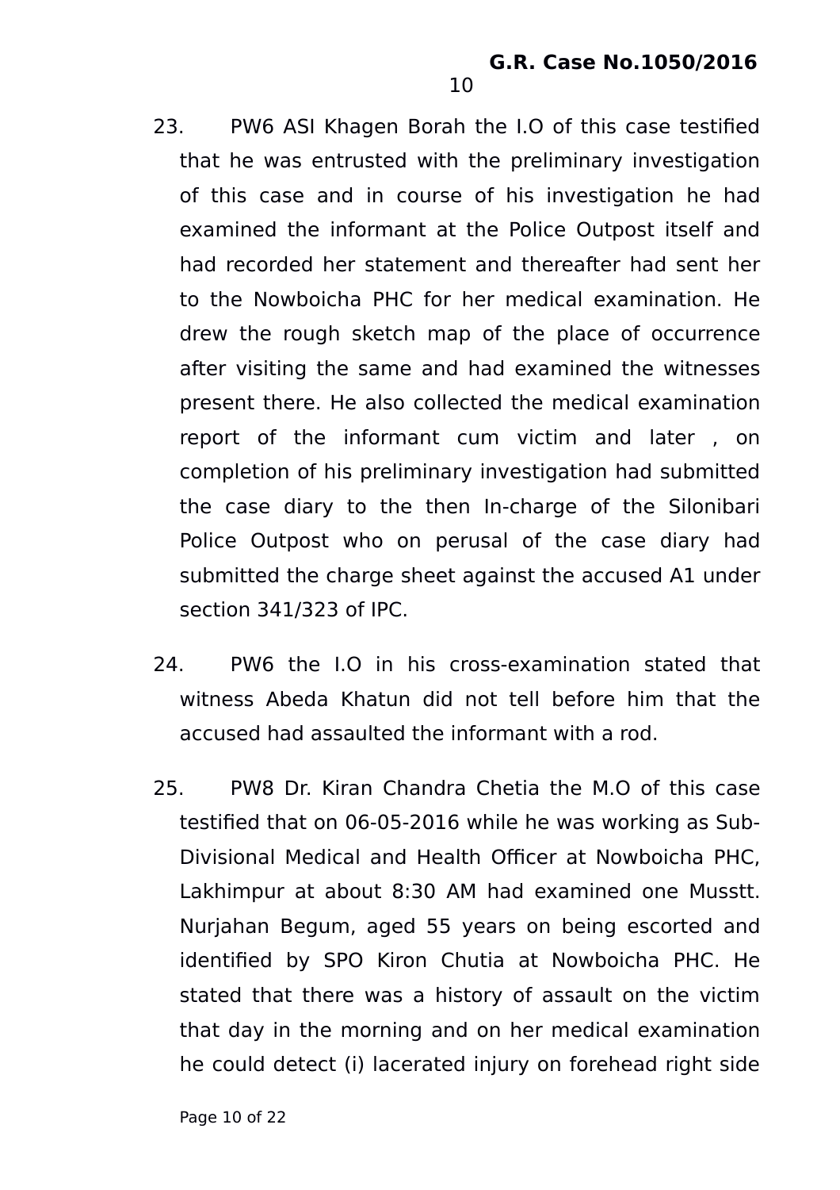23. PW6 ASI Khagen Borah the I.O of this case testified that he was entrusted with the preliminary investigation of this case and in course of his investigation he had examined the informant at the Police Outpost itself and had recorded her statement and thereafter had sent her to the Nowboicha PHC for her medical examination. He drew the rough sketch map of the place of occurrence after visiting the same and had examined the witnesses present there. He also collected the medical examination report of the informant cum victim and later , on completion of his preliminary investigation had submitted the case diary to the then In-charge of the Silonibari Police Outpost who on perusal of the case diary had submitted the charge sheet against the accused A1 under section 341/323 of IPC.

24. PW6 the I.O in his cross-examination stated that witness Abeda Khatun did not tell before him that the accused had assaulted the informant with a rod.

25. PW8 Dr. Kiran Chandra Chetia the M.O of this case testified that on 06-05-2016 while he was working as Sub-Divisional Medical and Health Officer at Nowboicha PHC, Lakhimpur at about 8:30 AM had examined one Musstt. Nurjahan Begum, aged 55 years on being escorted and identified by SPO Kiron Chutia at Nowboicha PHC. He stated that there was a history of assault on the victim that day in the morning and on her medical examination he could detect (i) lacerated injury on forehead right side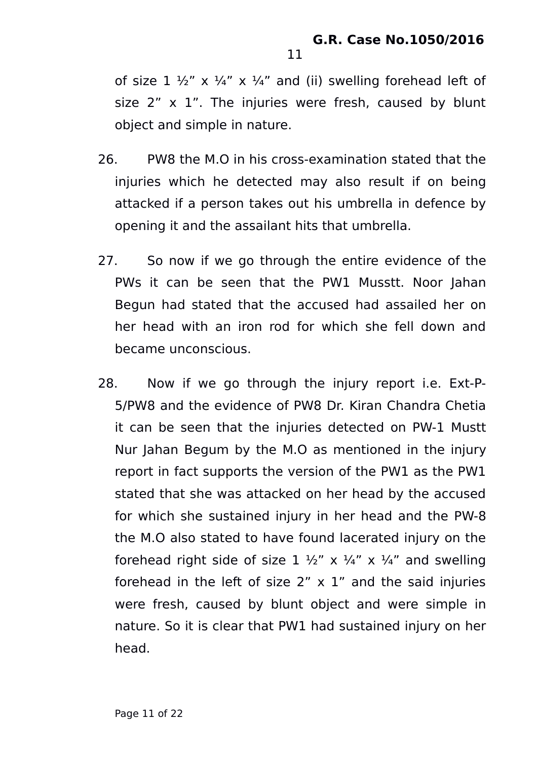of size 1 ½” x ¼” x ¼” and (ii) swelling forehead left of size 2” x 1”. The injuries were fresh, caused by blunt object and simple in nature.

26. PW8 the M.O in his cross-examination stated that the injuries which he detected may also result if on being attacked if a person takes out his umbrella in defence by opening it and the assailant hits that umbrella.

27. So now if we go through the entire evidence of the PWs it can be seen that the PW1 Musstt. Noor Jahan Begun had stated that the accused had assailed her on her head with an iron rod for which she fell down and became unconscious.

28. Now if we go through the injury report i.e. Ext-P-5/PW8 and the evidence of PW8 Dr. Kiran Chandra Chetia it can be seen that the injuries detected on PW-1 Mustt Nur Jahan Begum by the M.O as mentioned in the injury report in fact supports the version of the PW1 as the PW1 stated that she was attacked on her head by the accused for which she sustained injury in her head and the PW-8 the M.O also stated to have found lacerated injury on the forehead right side of size 1 ½” x ¼” x ¼” and swelling forehead in the left of size 2” x 1” and the said injuries were fresh, caused by blunt object and were simple in nature. So it is clear that PW1 had sustained injury on her head.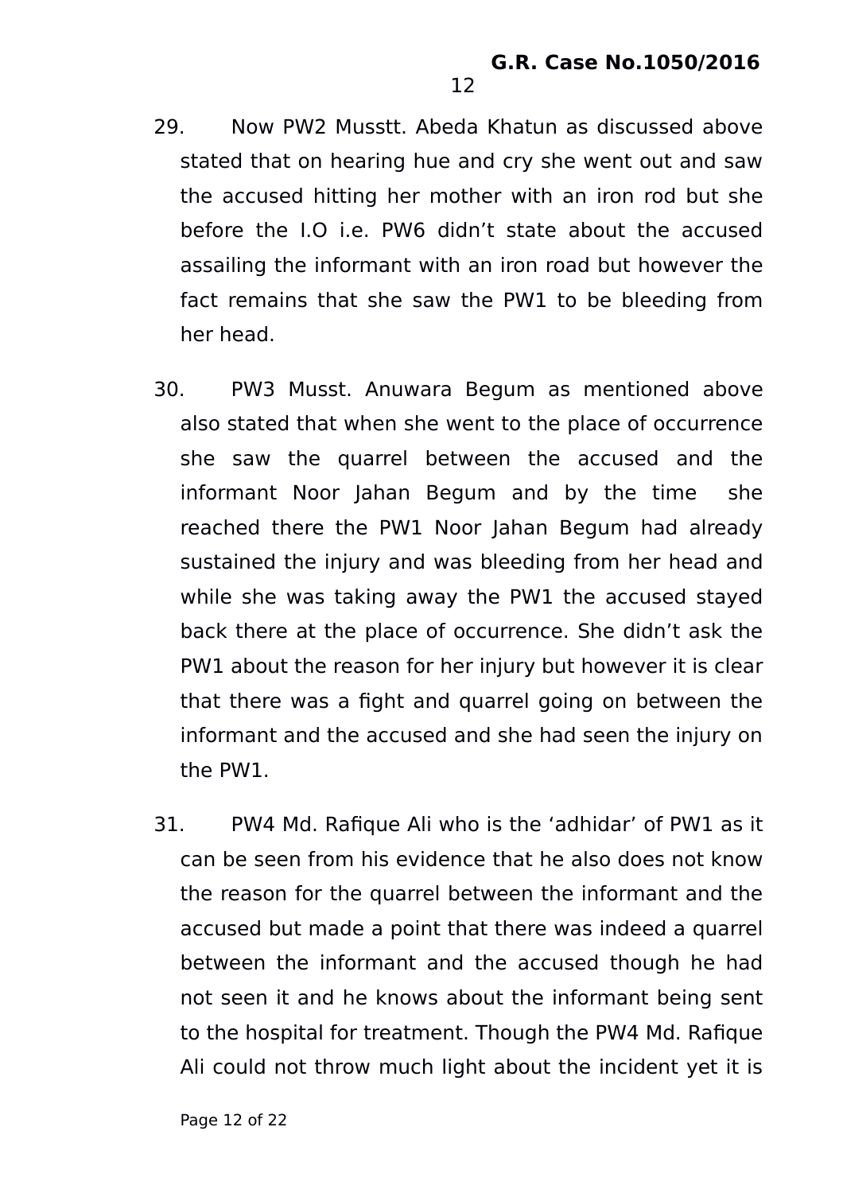29. Now PW2 Musstt. Abeda Khatun as discussed above stated that on hearing hue and cry she went out and saw the accused hitting her mother with an iron rod but she before the I.O i.e. PW6 didn't state about the accused assailing the informant with an iron road but however the fact remains that she saw the PW1 to be bleeding from her head.

30. PW3 Musst. Anuwara Begum as mentioned above also stated that when she went to the place of occurrence she saw the quarrel between the accused and the informant Noor Jahan Begum and by the time she reached there the PW1 Noor Jahan Begum had already sustained the injury and was bleeding from her head and while she was taking away the PW1 the accused stayed back there at the place of occurrence. She didn't ask the PW1 about the reason for her injury but however it is clear that there was a fight and quarrel going on between the informant and the accused and she had seen the injury on the PW1.

31. PW4 Md. Rafique Ali who is the 'adhidar' of PW1 as it can be seen from his evidence that he also does not know the reason for the quarrel between the informant and the accused but made a point that there was indeed a quarrel between the informant and the accused though he had not seen it and he knows about the informant being sent to the hospital for treatment. Though the PW4 Md. Rafique Ali could not throw much light about the incident yet it is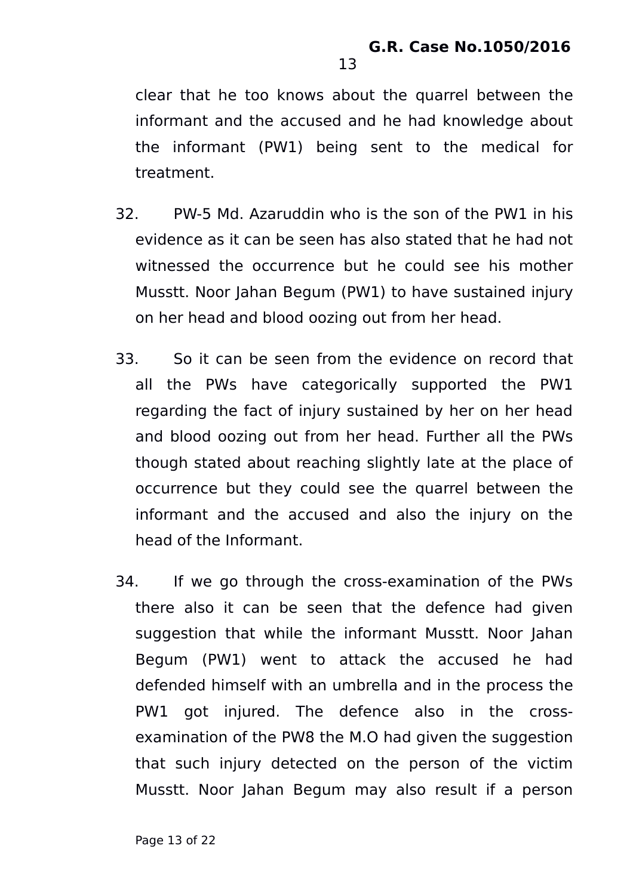clear that he too knows about the quarrel between the informant and the accused and he had knowledge about the informant (PW1) being sent to the medical for treatment.

32. PW-5 Md. Azaruddin who is the son of the PW1 in his evidence as it can be seen has also stated that he had not witnessed the occurrence but he could see his mother Musstt. Noor Jahan Begum (PW1) to have sustained injury on her head and blood oozing out from her head.

33. So it can be seen from the evidence on record that all the PWs have categorically supported the PW1 regarding the fact of injury sustained by her on her head and blood oozing out from her head. Further all the PWs though stated about reaching slightly late at the place of occurrence but they could see the quarrel between the informant and the accused and also the injury on the head of the Informant.

34. If we go through the cross-examination of the PWs there also it can be seen that the defence had given suggestion that while the informant Musstt. Noor Jahan Begum (PW1) went to attack the accused he had defended himself with an umbrella and in the process the PW1 got injured. The defence also in the cross-examination of the PW8 the M.O had given the suggestion that such injury detected on the person of the victim Musstt. Noor Jahan Begum may also result if a person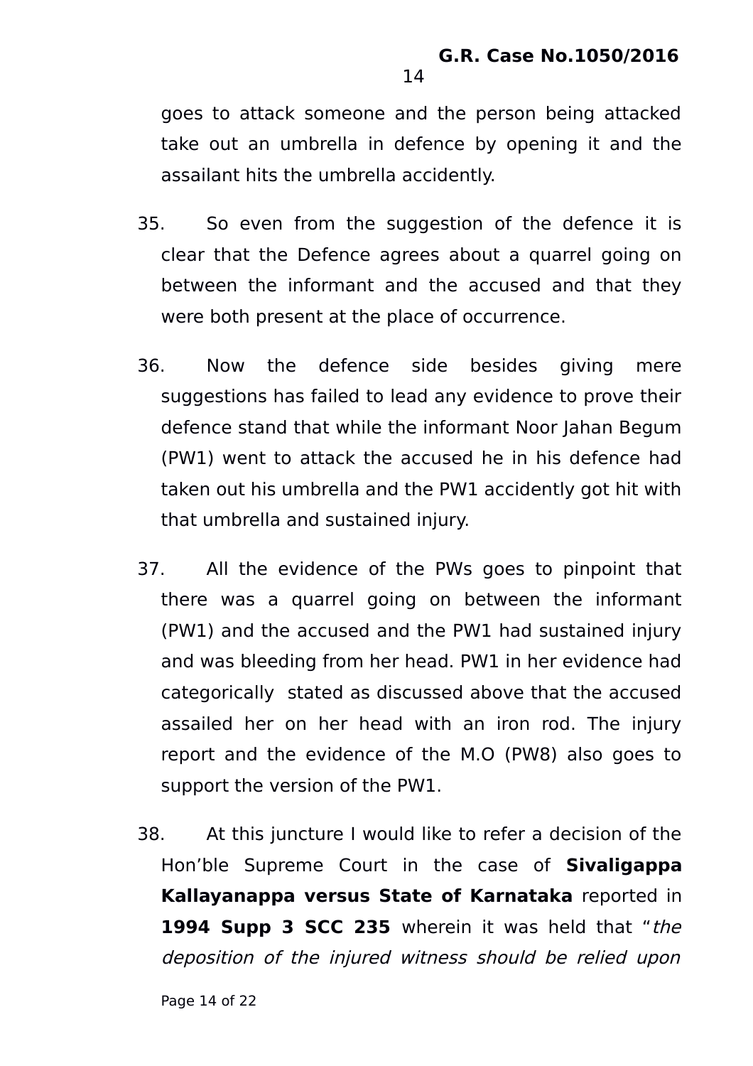goes to attack someone and the person being attacked take out an umbrella in defence by opening it and the assailant hits the umbrella accidently.

35. So even from the suggestion of the defence it is clear that the Defence agrees about a quarrel going on between the informant and the accused and that they were both present at the place of occurrence.

36. Now the defence side besides giving mere suggestions has failed to lead any evidence to prove their defence stand that while the informant Noor Jahan Begum (PW1) went to attack the accused he in his defence had taken out his umbrella and the PW1 accidently got hit with that umbrella and sustained injury.

37. All the evidence of the PWs goes to pinpoint that there was a quarrel going on between the informant (PW1) and the accused and the PW1 had sustained injury and was bleeding from her head. PW1 in her evidence had categorically stated as discussed above that the accused assailed her on her head with an iron rod. The injury report and the evidence of the M.O (PW8) also goes to support the version of the PW1.

38. At this juncture I would like to refer a decision of the Hon'ble Supreme Court in the case of **Sivaligappa Kallayanappa versus State of Karnataka** reported in **1994 Supp 3 SCC 235** wherein it was held that "*the deposition of the injured witness should be relied upon*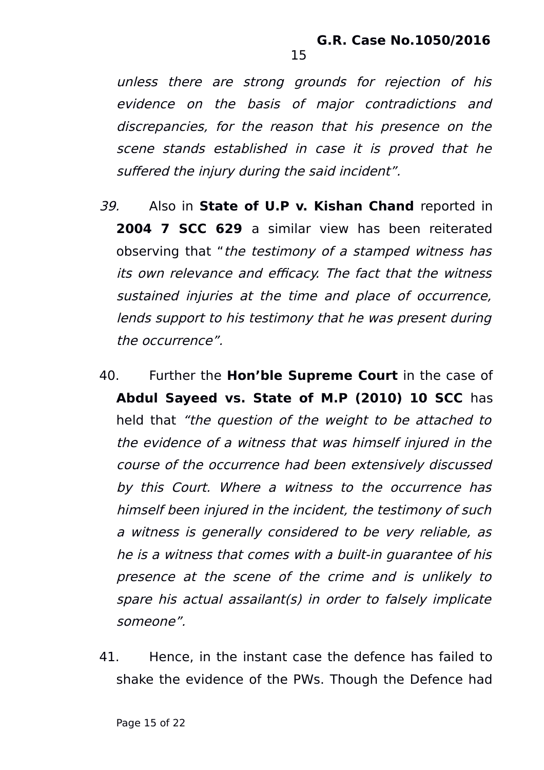*unless there are strong grounds for rejection of his evidence on the basis of major contradictions and discrepancies, for the reason that his presence on the scene stands established in case it is proved that he suffered the injury during the said incident".*

*39.* Also in **State of U.P v. Kishan Chand** reported in **2004 7 SCC 629** a similar view has been reiterated observing that "*the testimony of a stamped witness has its own relevance and efficacy. The fact that the witness sustained injuries at the time and place of occurrence, lends support to his testimony that he was present during the occurrence".*

40. Further the **Hon'ble Supreme Court** in the case of **Abdul Sayeed vs. State of M.P (2010) 10 SCC** has held that *"the question of the weight to be attached to the evidence of a witness that was himself injured in the course of the occurrence had been extensively discussed by this Court. Where a witness to the occurrence has himself been injured in the incident, the testimony of such a witness is generally considered to be very reliable, as he is a witness that comes with a built-in guarantee of his presence at the scene of the crime and is unlikely to spare his actual assailant(s) in order to falsely implicate someone".*

41. Hence, in the instant case the defence has failed to shake the evidence of the PWs. Though the Defence had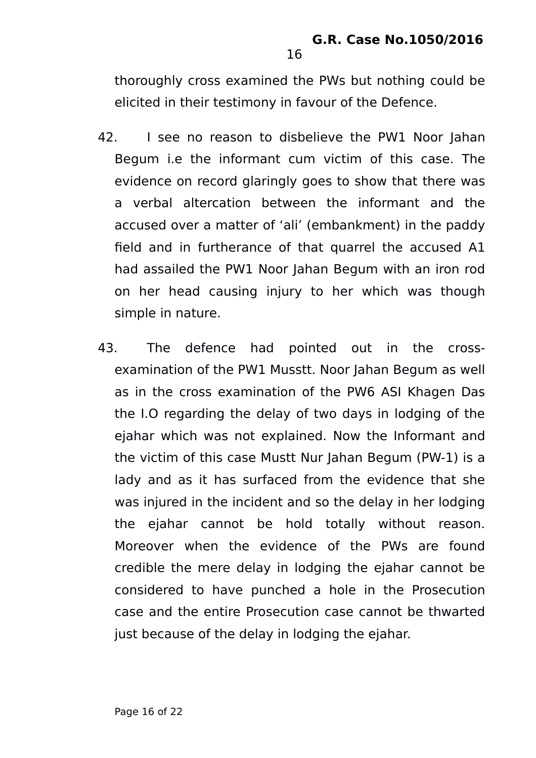thoroughly cross examined the PWs but nothing could be elicited in their testimony in favour of the Defence.

42. I see no reason to disbelieve the PW1 Noor Jahan Begum i.e the informant cum victim of this case. The evidence on record glaringly goes to show that there was a verbal altercation between the informant and the accused over a matter of 'ali' (embankment) in the paddy field and in furtherance of that quarrel the accused A1 had assailed the PW1 Noor Jahan Begum with an iron rod on her head causing injury to her which was though simple in nature.

43. The defence had pointed out in the cross-examination of the PW1 Musstt. Noor Jahan Begum as well as in the cross examination of the PW6 ASI Khagen Das the I.O regarding the delay of two days in lodging of the ejahar which was not explained. Now the Informant and the victim of this case Mustt Nur Jahan Begum (PW-1) is a lady and as it has surfaced from the evidence that she was injured in the incident and so the delay in her lodging the ejahar cannot be hold totally without reason. Moreover when the evidence of the PWs are found credible the mere delay in lodging the ejahar cannot be considered to have punched a hole in the Prosecution case and the entire Prosecution case cannot be thwarted just because of the delay in lodging the ejahar.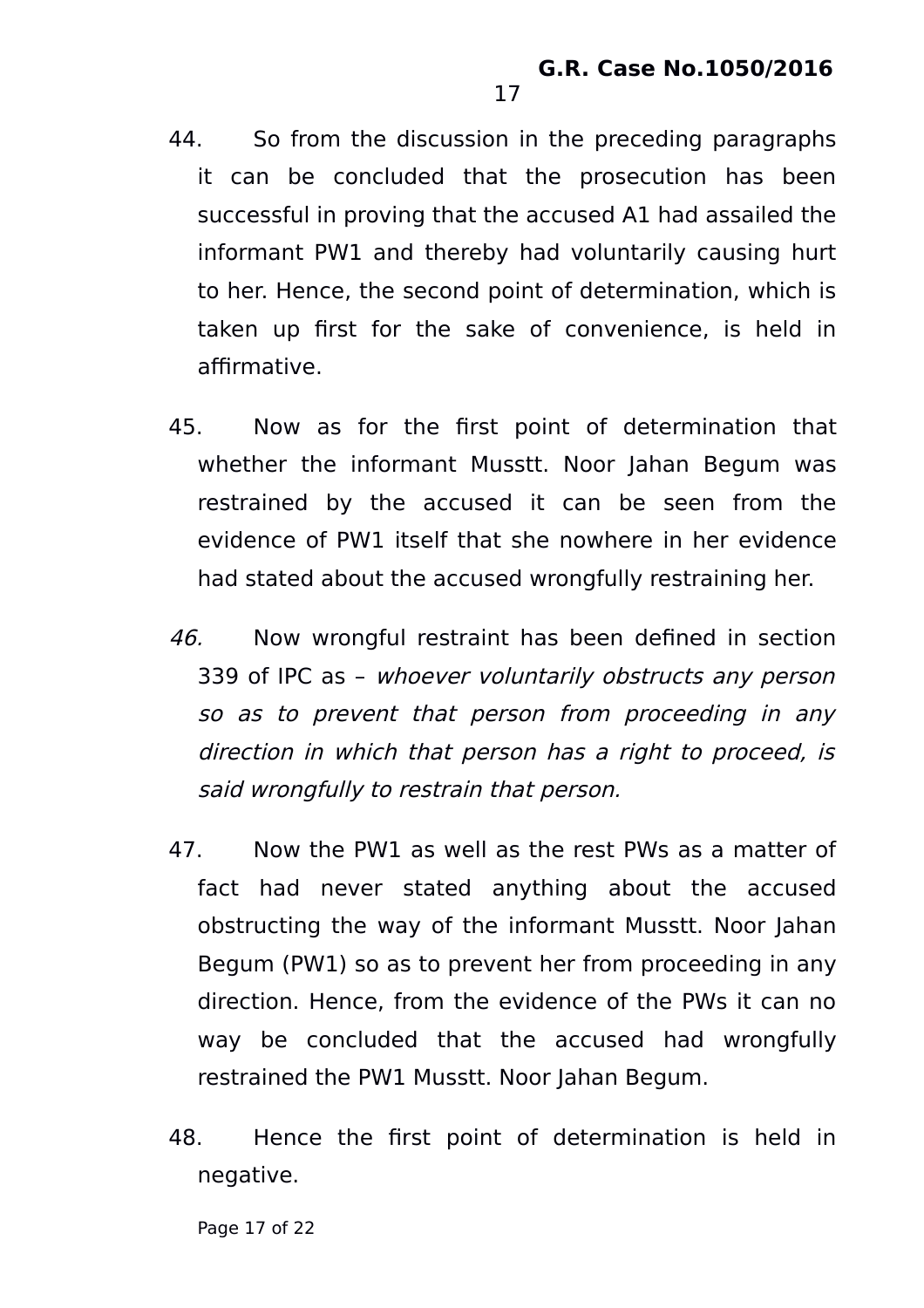44. So from the discussion in the preceding paragraphs it can be concluded that the prosecution has been successful in proving that the accused A1 had assailed the informant PW1 and thereby had voluntarily causing hurt to her. Hence, the second point of determination, which is taken up first for the sake of convenience, is held in affirmative.

45. Now as for the first point of determination that whether the informant Musstt. Noor Jahan Begum was restrained by the accused it can be seen from the evidence of PW1 itself that she nowhere in her evidence had stated about the accused wrongfully restraining her.

*46.* Now wrongful restraint has been defined in section 339 of IPC as – *whoever voluntarily obstructs any person so as to prevent that person from proceeding in any direction in which that person has a right to proceed, is said wrongfully to restrain that person.*

47. Now the PW1 as well as the rest PWs as a matter of fact had never stated anything about the accused obstructing the way of the informant Musstt. Noor Jahan Begum (PW1) so as to prevent her from proceeding in any direction. Hence, from the evidence of the PWs it can no way be concluded that the accused had wrongfully restrained the PW1 Musstt. Noor Jahan Begum.

48. Hence the first point of determination is held in negative.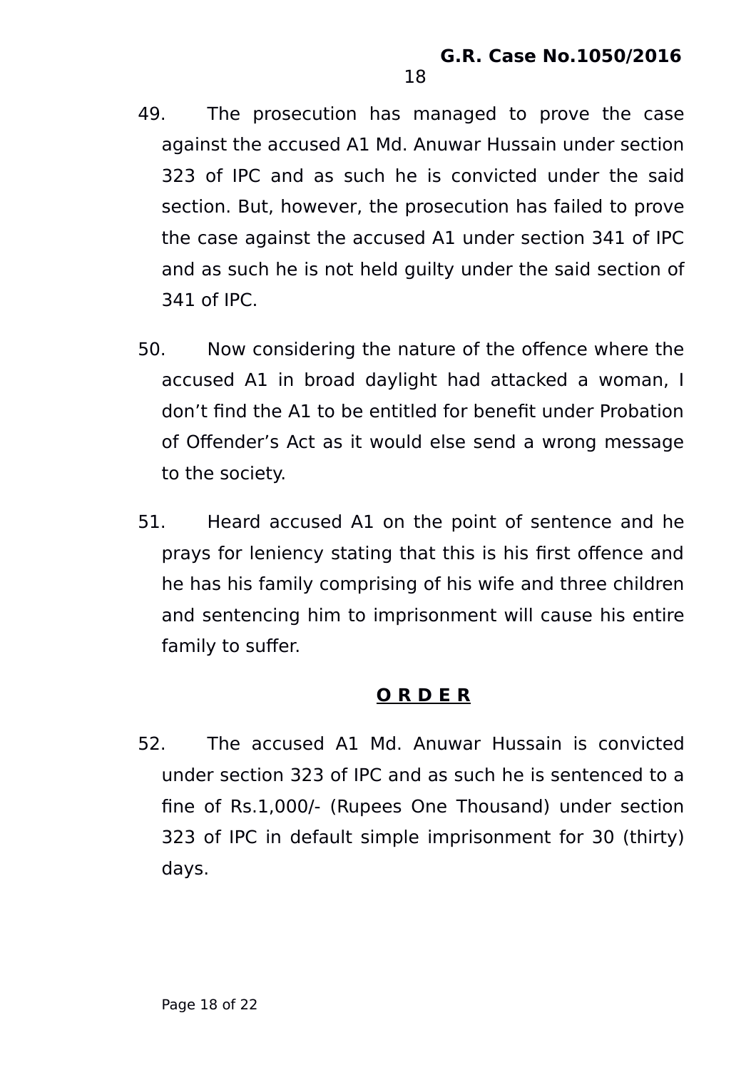49. The prosecution has managed to prove the case against the accused A1 Md. Anuwar Hussain under section 323 of IPC and as such he is convicted under the said section. But, however, the prosecution has failed to prove the case against the accused A1 under section 341 of IPC and as such he is not held guilty under the said section of 341 of IPC.

50. Now considering the nature of the offence where the accused A1 in broad daylight had attacked a woman, I don’t find the A1 to be entitled for benefit under Probation of Offender’s Act as it would else send a wrong message to the society.

51. Heard accused A1 on the point of sentence and he prays for leniency stating that this is his first offence and he has his family comprising of his wife and three children and sentencing him to imprisonment will cause his entire family to suffer.

## **O R D E R**

52. The accused A1 Md. Anuwar Hussain is convicted under section 323 of IPC and as such he is sentenced to a fine of Rs.1,000/- (Rupees One Thousand) under section 323 of IPC in default simple imprisonment for 30 (thirty) days.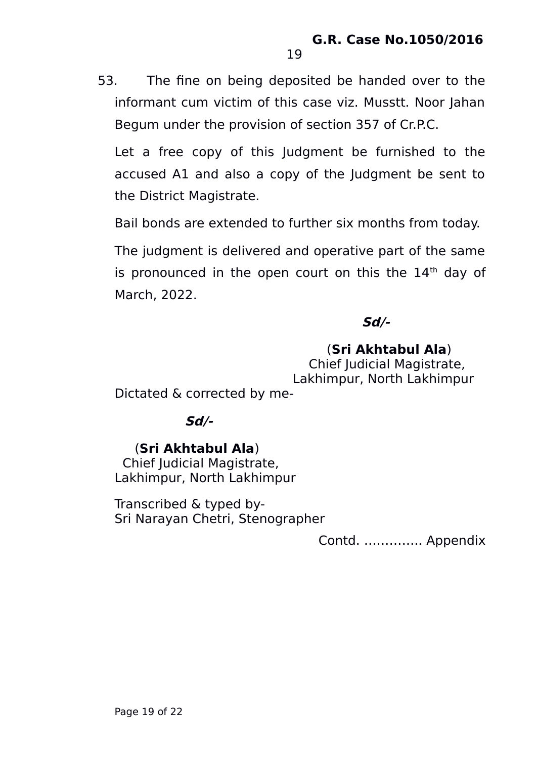53. The fine on being deposited be handed over to the informant cum victim of this case viz. Musstt. Noor Jahan Begum under the provision of section 357 of Cr.P.C.

Let a free copy of this Judgment be furnished to the accused A1 and also a copy of the Judgment be sent to the District Magistrate.

Bail bonds are extended to further six months from today.

The judgment is delivered and operative part of the same is pronounced in the open court on this the 14th day of March, 2022.

***Sd/-***

(**Sri Akhtabul Ala**)
Chief Judicial Magistrate,
Lakhimpur, North Lakhimpur

Dictated & corrected by me-

***Sd/-***

(**Sri Akhtabul Ala**)
Chief Judicial Magistrate,
Lakhimpur, North Lakhimpur

Transcribed & typed by-
Sri Narayan Chetri, Stenographer

Contd. ………….. Appendix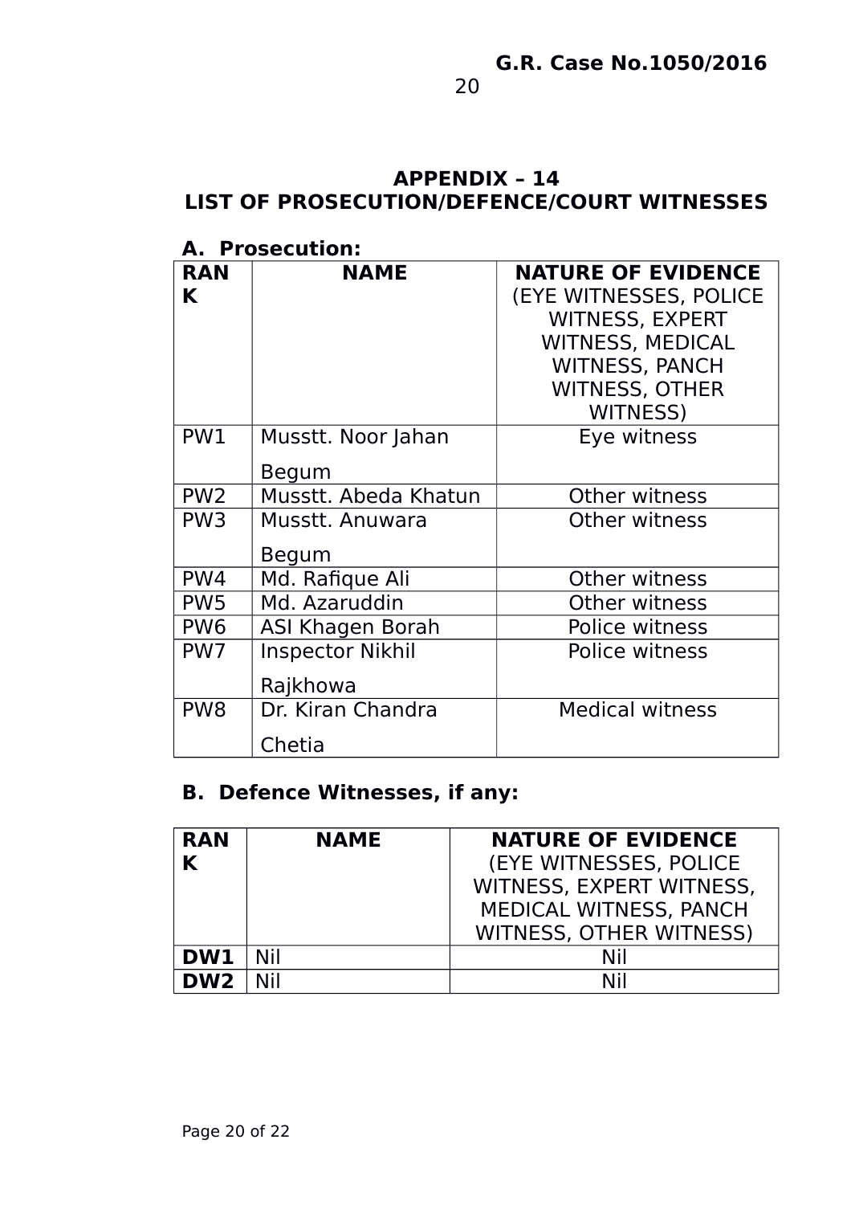## APPENDIX – 14
## LIST OF PROSECUTION/DEFENCE/COURT WITNESSES

### A. Prosecution:

| RANK | NAME | NATURE OF EVIDENCE (EYE WITNESSES, POLICE WITNESS, EXPERT WITNESS, MEDICAL WITNESS, PANCH WITNESS, OTHER WITNESS) |
|---|---|---|
| PW1 | Musstt. Noor Jahan Begum | Eye witness |
| PW2 | Musstt. Abeda Khatun | Other witness |
| PW3 | Musstt. Anuwara Begum | Other witness |
| PW4 | Md. Rafique Ali | Other witness |
| PW5 | Md. Azaruddin | Other witness |
| PW6 | ASI Khagen Borah | Police witness |
| PW7 | Inspector Nikhil Rajkhowa | Police witness |
| PW8 | Dr. Kiran Chandra Chetia | Medical witness |

### B. Defence Witnesses, if any:

| RANK | NAME | NATURE OF EVIDENCE (EYE WITNESSES, POLICE WITNESS, EXPERT WITNESS, MEDICAL WITNESS, PANCH WITNESS, OTHER WITNESS) |
|---|---|---|
| **DW1** | Nil | Nil |
| **DW2** | Nil | Nil |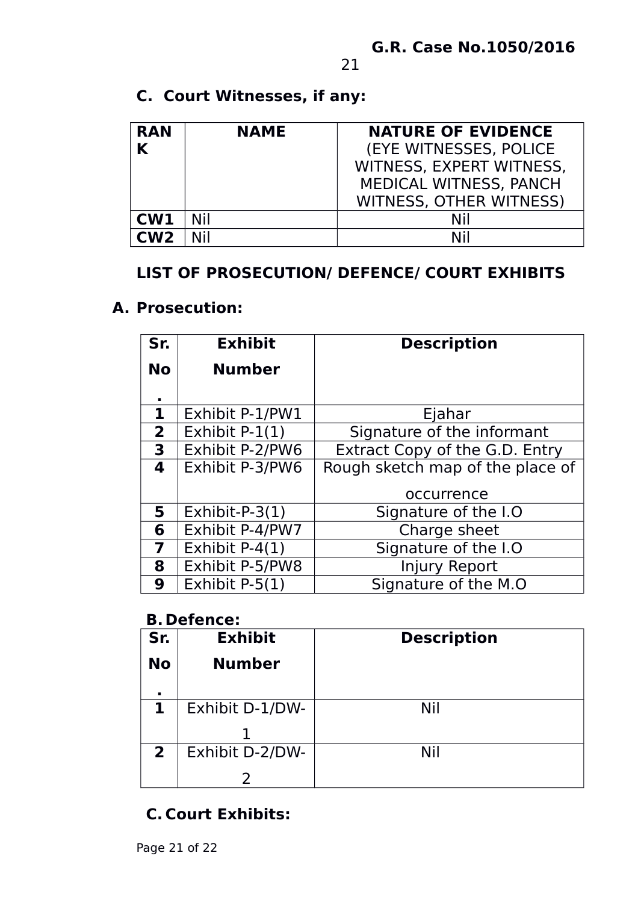### C. Court Witnesses, if any:

| RANK | NAME | NATURE OF EVIDENCE (EYE WITNESSES, POLICE WITNESS, EXPERT WITNESS, MEDICAL WITNESS, PANCH WITNESS, OTHER WITNESS) |
|---|---|---|
| CW1 | Nil | Nil |
| CW2 | Nil | Nil |

### LIST OF PROSECUTION/ DEFENCE/ COURT EXHIBITS

### A. Prosecution:

| Sr. No. | Exhibit Number | Description |
|---|---|---|
| 1 | Exhibit P-1/PW1 | Ejahar |
| 2 | Exhibit P-1(1) | Signature of the informant |
| 3 | Exhibit P-2/PW6 | Extract Copy of the G.D. Entry |
| 4 | Exhibit P-3/PW6 | Rough sketch map of the place of occurrence |
| 5 | Exhibit-P-3(1) | Signature of the I.O |
| 6 | Exhibit P-4/PW7 | Charge sheet |
| 7 | Exhibit P-4(1) | Signature of the I.O |
| 8 | Exhibit P-5/PW8 | Injury Report |
| 9 | Exhibit P-5(1) | Signature of the M.O |

### B. Defence:

| Sr. No. | Exhibit Number | Description |
|---|---|---|
| 1 | Exhibit D-1/DW-1 | Nil |
| 2 | Exhibit D-2/DW-2 | Nil |

### C. Court Exhibits: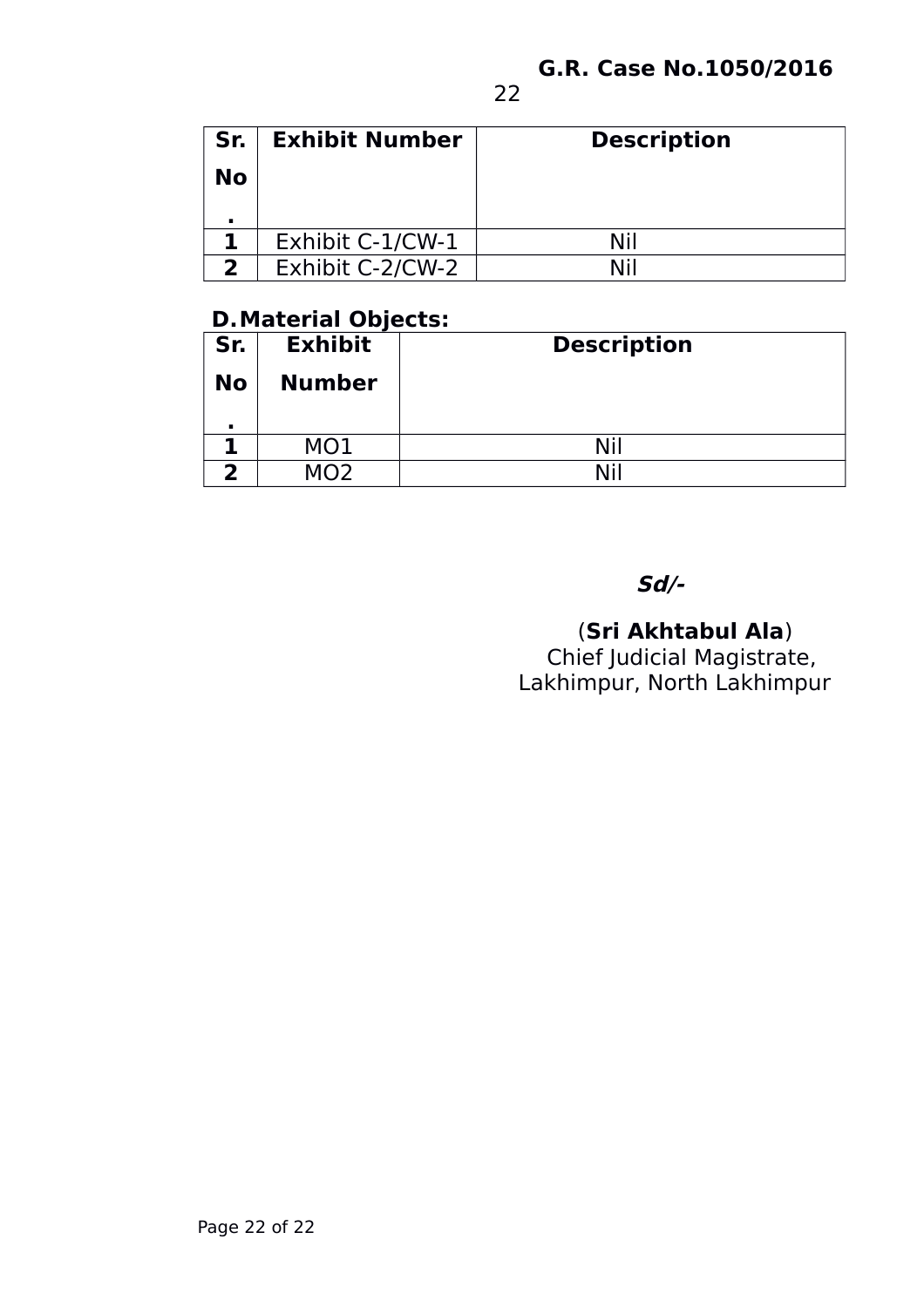| Sr. No. | Exhibit Number | Description |
|---|---|---|
| 1 | Exhibit C-1/CW-1 | Nil |
| 2 | Exhibit C-2/CW-2 | Nil |

**D. Material Objects:**

| Sr. No. | Exhibit Number | Description |
|---|---|---|
| 1 | MO1 | Nil |
| 2 | MO2 | Nil |

***Sd/-***

(**Sri Akhtabul Ala**)
Chief Judicial Magistrate,
Lakhimpur, North Lakhimpur